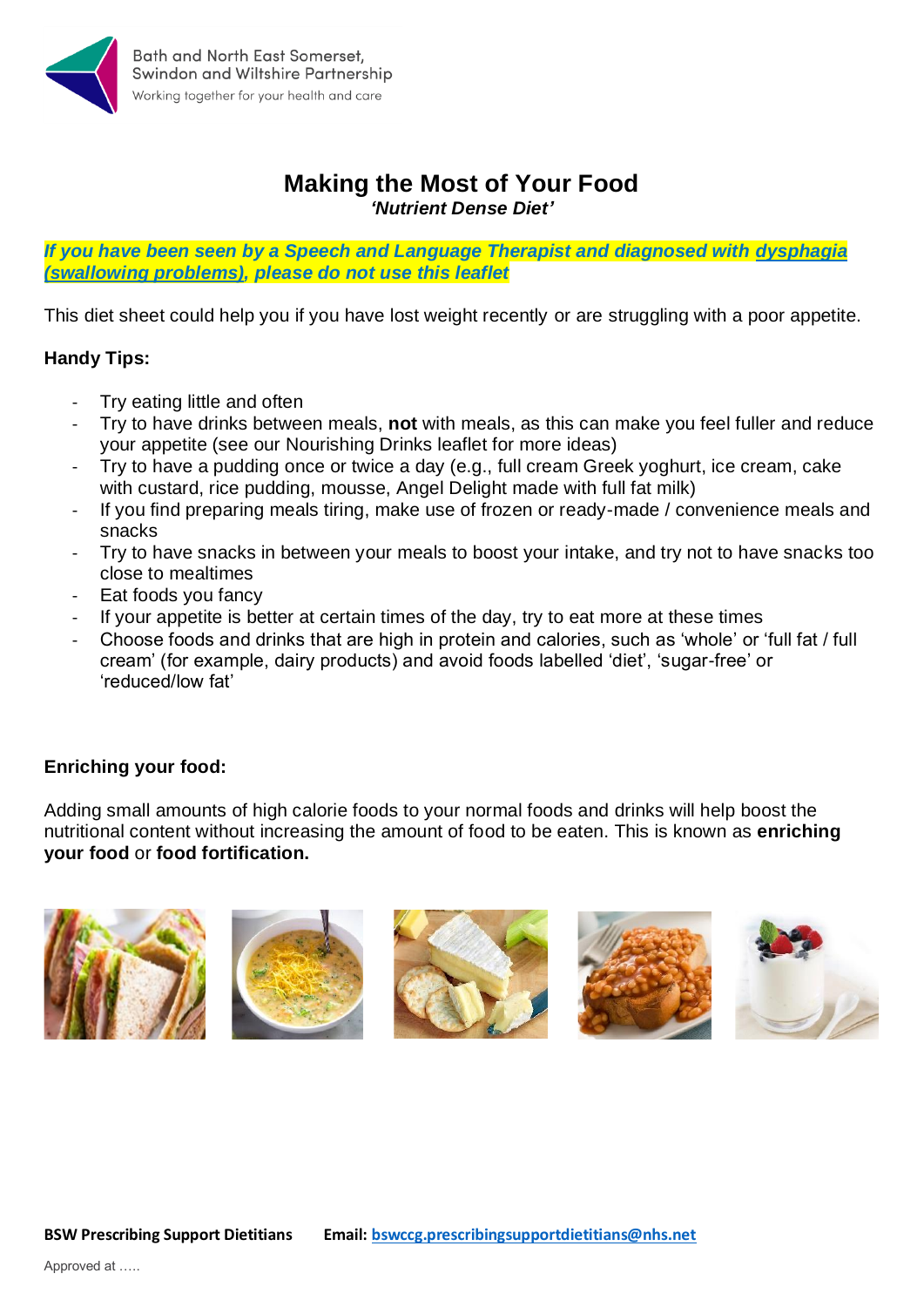Bath and North East Somerset, Swindon and Wiltshire Partnership
Working together for your health and care

# Making the Most of Your Food

***'Nutrient Dense Diet'***

***If you have been seen by a Speech and Language Therapist and diagnosed with dysphagia (swallowing problems), please do not use this leaflet***

This diet sheet could help you if you have lost weight recently or are struggling with a poor appetite.

**Handy Tips:**

- Try eating little and often
- Try to have drinks between meals, **not** with meals, as this can make you feel fuller and reduce your appetite (see our Nourishing Drinks leaflet for more ideas)
- Try to have a pudding once or twice a day (e.g., full cream Greek yoghurt, ice cream, cake with custard, rice pudding, mousse, Angel Delight made with full fat milk)
- If you find preparing meals tiring, make use of frozen or ready-made / convenience meals and snacks
- Try to have snacks in between your meals to boost your intake, and try not to have snacks too close to mealtimes
- Eat foods you fancy
- If your appetite is better at certain times of the day, try to eat more at these times
- Choose foods and drinks that are high in protein and calories, such as 'whole' or 'full fat / full cream' (for example, dairy products) and avoid foods labelled 'diet', 'sugar-free' or 'reduced/low fat'

**Enriching your food:**

Adding small amounts of high calorie foods to your normal foods and drinks will help boost the nutritional content without increasing the amount of food to be eaten. This is known as **enriching your food** or **food fortification.**

**BSW Prescribing Support Dietitians** **Email:** bswccg.prescribingsupportdietitians@nhs.net

Approved at .....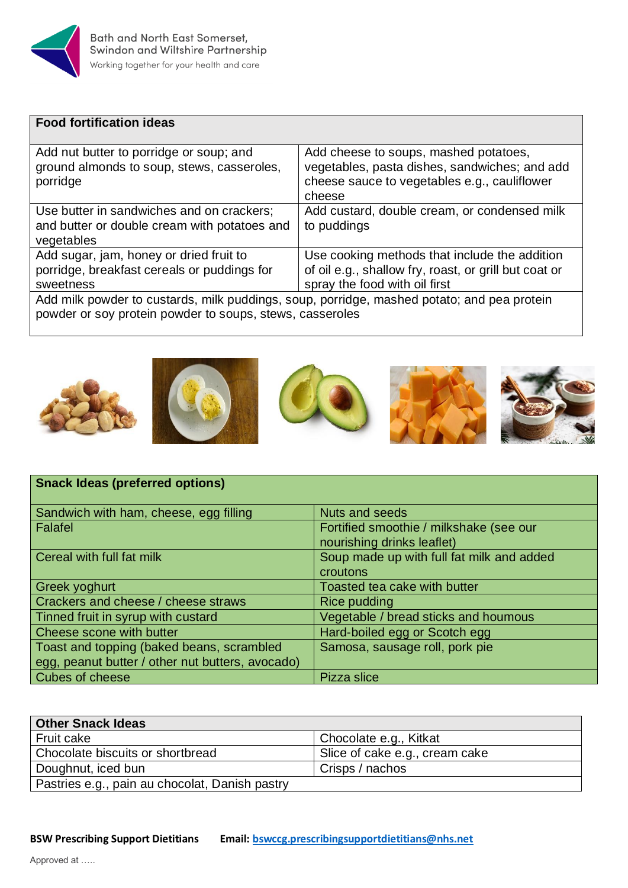| Food fortification ideas | |
|---|---|
| Add nut butter to porridge or soup; and ground almonds to soup, stews, casseroles, porridge | Add cheese to soups, mashed potatoes, vegetables, pasta dishes, sandwiches; and add cheese sauce to vegetables e.g., cauliflower cheese |
| Use butter in sandwiches and on crackers; and butter or double cream with potatoes and vegetables | Add custard, double cream, or condensed milk to puddings |
| Add sugar, jam, honey or dried fruit to porridge, breakfast cereals or puddings for sweetness | Use cooking methods that include the addition of oil e.g., shallow fry, roast, or grill but coat or spray the food with oil first |
| Add milk powder to custards, milk puddings, soup, porridge, mashed potato; and pea protein powder or soy protein powder to soups, stews, casseroles | |

| Snack Ideas (preferred options) | |
|---|---|
| Sandwich with ham, cheese, egg filling | Nuts and seeds |
| Falafel | Fortified smoothie / milkshake (see our nourishing drinks leaflet) |
| Cereal with full fat milk | Soup made up with full fat milk and added croutons |
| Greek yoghurt | Toasted tea cake with butter |
| Crackers and cheese / cheese straws | Rice pudding |
| Tinned fruit in syrup with custard | Vegetable / bread sticks and houmous |
| Cheese scone with butter | Hard-boiled egg or Scotch egg |
| Toast and topping (baked beans, scrambled egg, peanut butter / other nut butters, avocado) | Samosa, sausage roll, pork pie |
| Cubes of cheese | Pizza slice |

| Other Snack Ideas | |
|---|---|
| Fruit cake | Chocolate e.g., Kitkat |
| Chocolate biscuits or shortbread | Slice of cake e.g., cream cake |
| Doughnut, iced bun | Crisps / nachos |
| Pastries e.g., pain au chocolat, Danish pastry | |

**BSW Prescribing Support Dietitians** **Email:** bswccg.prescribingsupportdietitians@nhs.net

Approved at …..